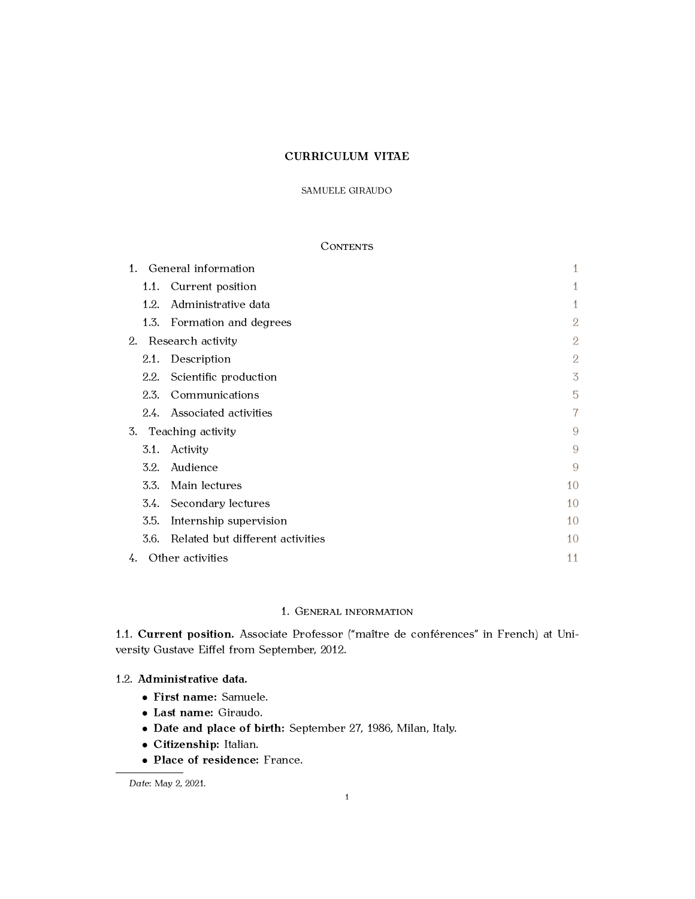# CURRICULUM VITAE

SAMUELE GIRAUDO

## Contents

1. General information — 1
   - 1.1. Current position — 1
   - 1.2. Administrative data — 1
   - 1.3. Formation and degrees — 2
2. Research activity — 2
   - 2.1. Description — 2
   - 2.2. Scientific production — 3
   - 2.3. Communications — 5
   - 2.4. Associated activities — 7
3. Teaching activity — 9
   - 3.1. Activity — 9
   - 3.2. Audience — 9
   - 3.3. Main lectures — 10
   - 3.4. Secondary lectures — 10
   - 3.5. Internship supervision — 10
   - 3.6. Related but different activities — 10
4. Other activities — 11

## 1. General information

### 1.1. Current position.

Associate Professor ("maître de conférences" in French) at University Gustave Eiffel from September, 2012.

### 1.2. Administrative data.

- **First name:** Samuele.
- **Last name:** Giraudo.
- **Date and place of birth:** September 27, 1986, Milan, Italy.
- **Citizenship:** Italian.
- **Place of residence:** France.

*Date*: May 2, 2021.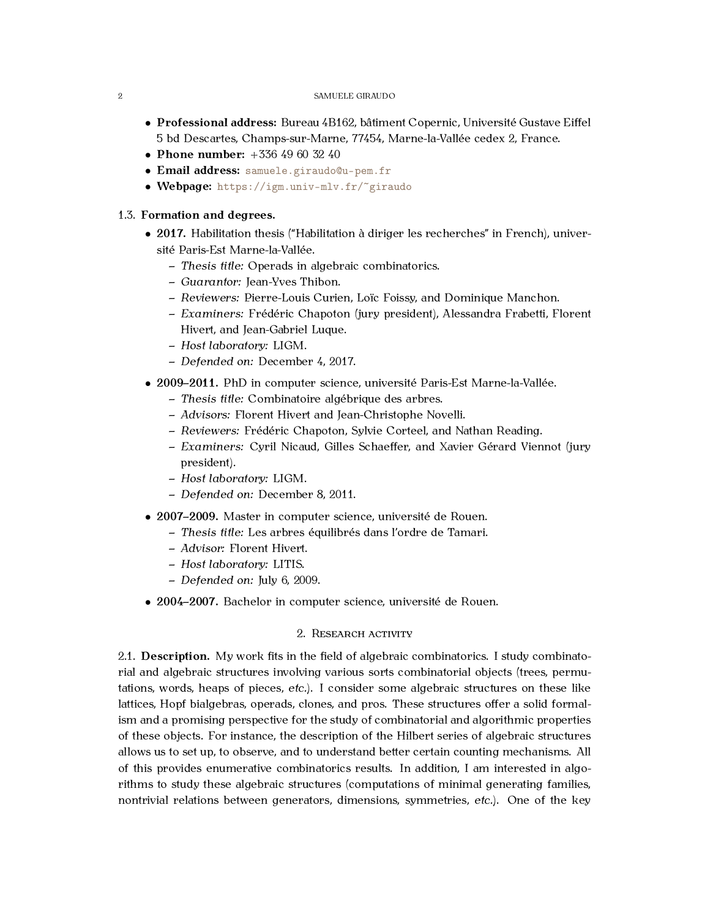- **Professional address:** Bureau 4B162, bâtiment Copernic, Université Gustave Eiffel 5 bd Descartes, Champs-sur-Marne, 77454, Marne-la-Vallée cedex 2, France.
- **Phone number:** +336 49 60 32 40
- **Email address:** samuele.giraudo@u-pem.fr
- **Webpage:** https://igm.univ-mlv.fr/~giraudo

### 1.3. Formation and degrees.

- **2017.** Habilitation thesis ("Habilitation à diriger les recherches" in French), université Paris-Est Marne-la-Vallée.
  - *Thesis title:* Operads in algebraic combinatorics.
  - *Guarantor:* Jean-Yves Thibon.
  - *Reviewers:* Pierre-Louis Curien, Loïc Foissy, and Dominique Manchon.
  - *Examiners:* Frédéric Chapoton (jury president), Alessandra Frabetti, Florent Hivert, and Jean-Gabriel Luque.
  - *Host laboratory:* LIGM.
  - *Defended on:* December 4, 2017.
- **2009–2011.** PhD in computer science, université Paris-Est Marne-la-Vallée.
  - *Thesis title:* Combinatoire algébrique des arbres.
  - *Advisors:* Florent Hivert and Jean-Christophe Novelli.
  - *Reviewers:* Frédéric Chapoton, Sylvie Corteel, and Nathan Reading.
  - *Examiners:* Cyril Nicaud, Gilles Schaeffer, and Xavier Gérard Viennot (jury president).
  - *Host laboratory:* LIGM.
  - *Defended on:* December 8, 2011.
- **2007–2009.** Master in computer science, université de Rouen.
  - *Thesis title:* Les arbres équilibrés dans l'ordre de Tamari.
  - *Advisor:* Florent Hivert.
  - *Host laboratory:* LITIS.
  - *Defended on:* July 6, 2009.
- **2004–2007.** Bachelor in computer science, université de Rouen.

## 2. Research activity

**2.1. Description.** My work fits in the field of algebraic combinatorics. I study combinatorial and algebraic structures involving various sorts combinatorial objects (trees, permutations, words, heaps of pieces, *etc.*). I consider some algebraic structures on these like lattices, Hopf bialgebras, operads, clones, and pros. These structures offer a solid formalism and a promising perspective for the study of combinatorial and algorithmic properties of these objects. For instance, the description of the Hilbert series of algebraic structures allows us to set up, to observe, and to understand better certain counting mechanisms. All of this provides enumerative combinatorics results. In addition, I am interested in algorithms to study these algebraic structures (computations of minimal generating families, nontrivial relations between generators, dimensions, symmetries, *etc.*). One of the key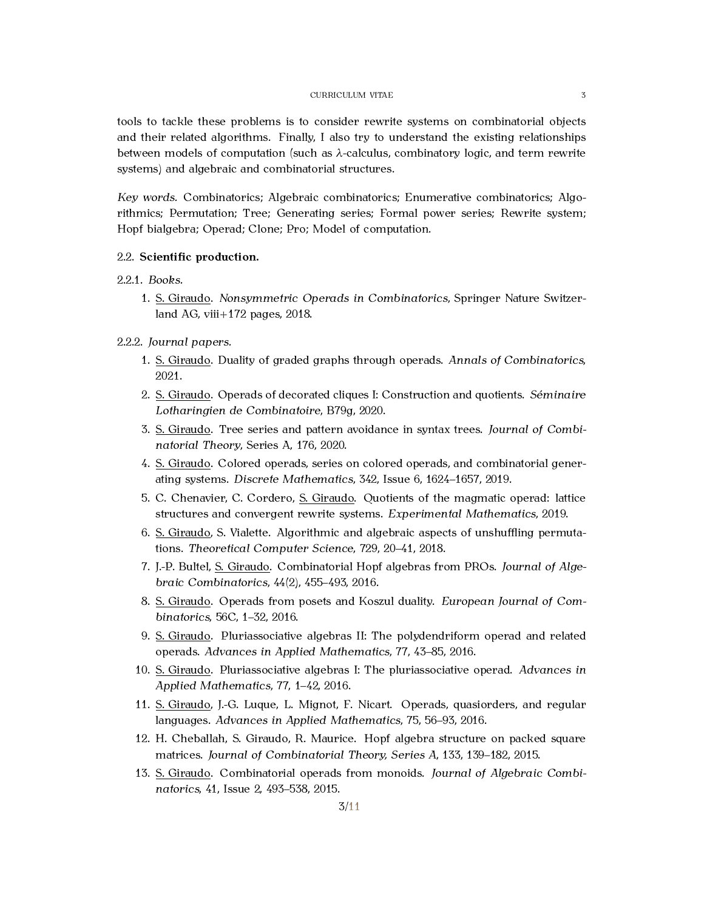tools to tackle these problems is to consider rewrite systems on combinatorial objects and their related algorithms. Finally, I also try to understand the existing relationships between models of computation (such as $\lambda$-calculus, combinatory logic, and term rewrite systems) and algebraic and combinatorial structures.

*Key words.* Combinatorics; Algebraic combinatorics; Enumerative combinatorics; Algorithmics; Permutation; Tree; Generating series; Formal power series; Rewrite system; Hopf bialgebra; Operad; Clone; Pro; Model of computation.

2.2. **Scientific production.**

2.2.1. *Books.*

1. S. Giraudo. *Nonsymmetric Operads in Combinatorics*, Springer Nature Switzerland AG, viii+172 pages, 2018.

2.2.2. *Journal papers.*

1. S. Giraudo. Duality of graded graphs through operads. *Annals of Combinatorics*, 2021.
2. S. Giraudo. Operads of decorated cliques I: Construction and quotients. *Séminaire Lotharingien de Combinatoire*, B79g, 2020.
3. S. Giraudo. Tree series and pattern avoidance in syntax trees. *Journal of Combinatorial Theory*, Series A, 176, 2020.
4. S. Giraudo. Colored operads, series on colored operads, and combinatorial generating systems. *Discrete Mathematics*, 342, Issue 6, 1624–1657, 2019.
5. C. Chenavier, C. Cordero, S. Giraudo. Quotients of the magmatic operad: lattice structures and convergent rewrite systems. *Experimental Mathematics*, 2019.
6. S. Giraudo, S. Vialette. Algorithmic and algebraic aspects of unshuffling permutations. *Theoretical Computer Science*, 729, 20–41, 2018.
7. J.-P. Bultel, S. Giraudo. Combinatorial Hopf algebras from PROs. *Journal of Algebraic Combinatorics*, 44(2), 455–493, 2016.
8. S. Giraudo. Operads from posets and Koszul duality. *European Journal of Combinatorics*, 56C, 1–32, 2016.
9. S. Giraudo. Pluriassociative algebras II: The polydendriform operad and related operads. *Advances in Applied Mathematics*, 77, 43–85, 2016.
10. S. Giraudo. Pluriassociative algebras I: The pluriassociative operad. *Advances in Applied Mathematics*, 77, 1–42, 2016.
11. S. Giraudo, J.-G. Luque, L. Mignot, F. Nicart. Operads, quasiorders, and regular languages. *Advances in Applied Mathematics*, 75, 56–93, 2016.
12. H. Cheballah, S. Giraudo, R. Maurice. Hopf algebra structure on packed square matrices. *Journal of Combinatorial Theory, Series A*, 133, 139–182, 2015.
13. S. Giraudo. Combinatorial operads from monoids. *Journal of Algebraic Combinatorics*, 41, Issue 2, 493–538, 2015.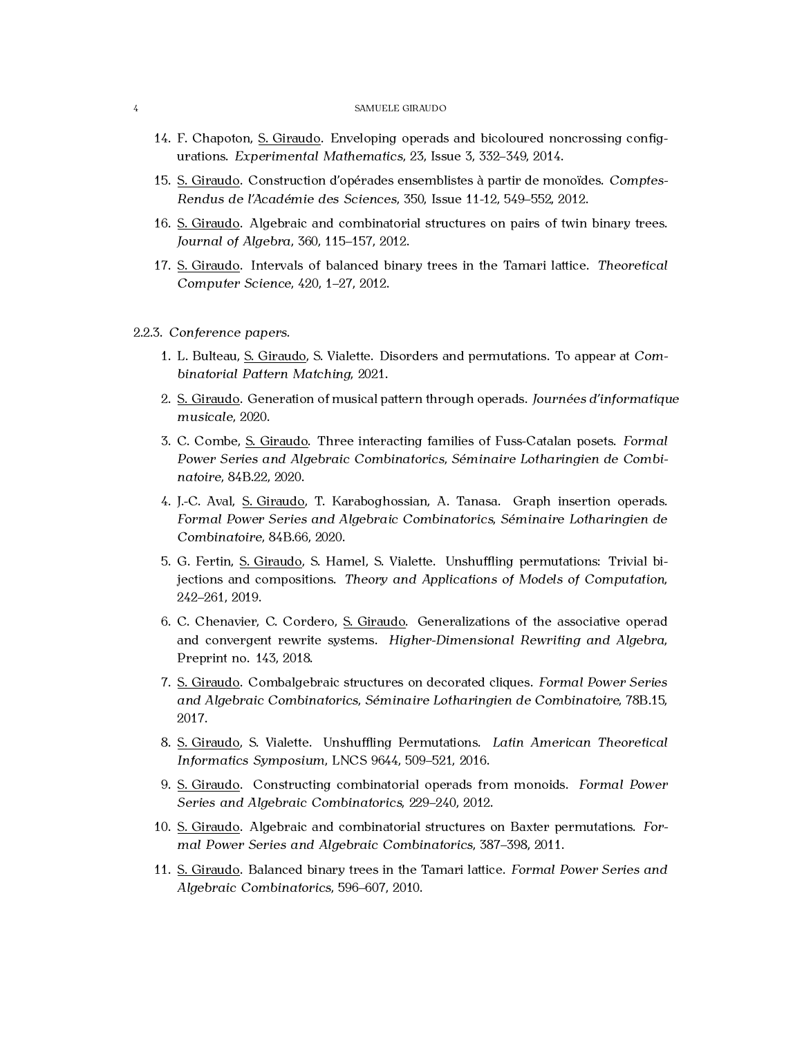14. F. Chapoton, S. Giraudo. Enveloping operads and bicoloured noncrossing configurations. *Experimental Mathematics*, 23, Issue 3, 332–349, 2014.

15. S. Giraudo. Construction d'opérades ensemblistes à partir de monoïdes. *Comptes-Rendus de l'Académie des Sciences*, 350, Issue 11-12, 549–552, 2012.

16. S. Giraudo. Algebraic and combinatorial structures on pairs of twin binary trees. *Journal of Algebra*, 360, 115–157, 2012.

17. S. Giraudo. Intervals of balanced binary trees in the Tamari lattice. *Theoretical Computer Science*, 420, 1–27, 2012.

2.2.3. *Conference papers.*

1. L. Bulteau, S. Giraudo, S. Vialette. Disorders and permutations. To appear at *Combinatorial Pattern Matching*, 2021.

2. S. Giraudo. Generation of musical pattern through operads. *Journées d'informatique musicale*, 2020.

3. C. Combe, S. Giraudo. Three interacting families of Fuss-Catalan posets. *Formal Power Series and Algebraic Combinatorics*, *Séminaire Lotharingien de Combinatoire*, 84B.22, 2020.

4. J.-C. Aval, S. Giraudo, T. Karaboghossian, A. Tanasa. Graph insertion operads. *Formal Power Series and Algebraic Combinatorics*, *Séminaire Lotharingien de Combinatoire*, 84B.66, 2020.

5. G. Fertin, S. Giraudo, S. Hamel, S. Vialette. Unshuffling permutations: Trivial bijections and compositions. *Theory and Applications of Models of Computation*, 242–261, 2019.

6. C. Chenavier, C. Cordero, S. Giraudo. Generalizations of the associative operad and convergent rewrite systems. *Higher-Dimensional Rewriting and Algebra*, Preprint no. 143, 2018.

7. S. Giraudo. Combalgebraic structures on decorated cliques. *Formal Power Series and Algebraic Combinatorics*, *Séminaire Lotharingien de Combinatoire*, 78B.15, 2017.

8. S. Giraudo, S. Vialette. Unshuffling Permutations. *Latin American Theoretical Informatics Symposium*, LNCS 9644, 509–521, 2016.

9. S. Giraudo. Constructing combinatorial operads from monoids. *Formal Power Series and Algebraic Combinatorics*, 229–240, 2012.

10. S. Giraudo. Algebraic and combinatorial structures on Baxter permutations. *Formal Power Series and Algebraic Combinatorics*, 387–398, 2011.

11. S. Giraudo. Balanced binary trees in the Tamari lattice. *Formal Power Series and Algebraic Combinatorics*, 596–607, 2010.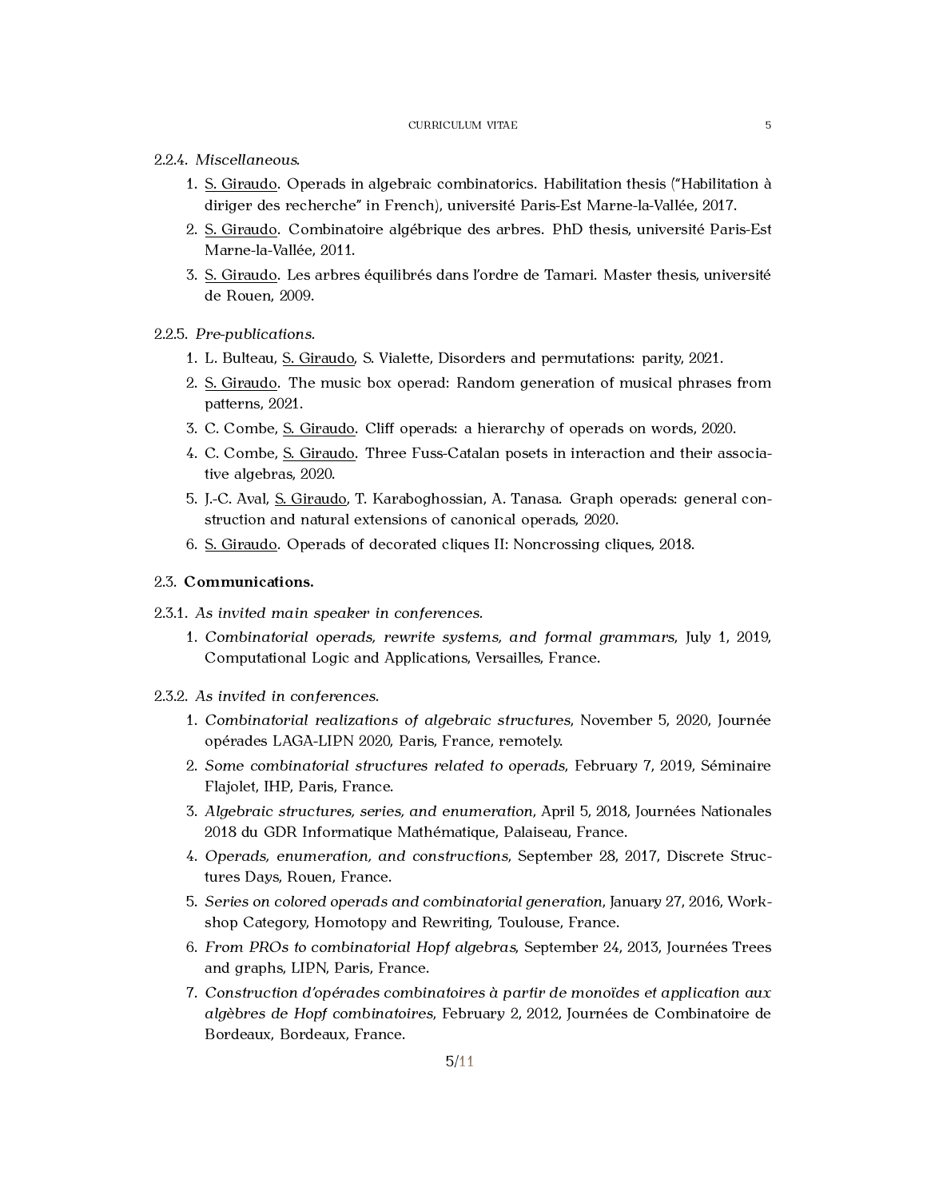2.2.4. *Miscellaneous.*

1. S. Giraudo. Operads in algebraic combinatorics. Habilitation thesis ("Habilitation à diriger des recherche" in French), université Paris-Est Marne-la-Vallée, 2017.
2. S. Giraudo. Combinatoire algébrique des arbres. PhD thesis, université Paris-Est Marne-la-Vallée, 2011.
3. S. Giraudo. Les arbres équilibrés dans l'ordre de Tamari. Master thesis, université de Rouen, 2009.

2.2.5. *Pre-publications.*

1. L. Bulteau, S. Giraudo, S. Vialette, Disorders and permutations: parity, 2021.
2. S. Giraudo. The music box operad: Random generation of musical phrases from patterns, 2021.
3. C. Combe, S. Giraudo. Cliff operads: a hierarchy of operads on words, 2020.
4. C. Combe, S. Giraudo. Three Fuss-Catalan posets in interaction and their associative algebras, 2020.
5. J.-C. Aval, S. Giraudo, T. Karaboghossian, A. Tanasa. Graph operads: general construction and natural extensions of canonical operads, 2020.
6. S. Giraudo. Operads of decorated cliques II: Noncrossing cliques, 2018.

2.3. **Communications.**

2.3.1. *As invited main speaker in conferences.*

1. *Combinatorial operads, rewrite systems, and formal grammars*, July 1, 2019, Computational Logic and Applications, Versailles, France.

2.3.2. *As invited in conferences.*

1. *Combinatorial realizations of algebraic structures*, November 5, 2020, Journée opérades LAGA-LIPN 2020, Paris, France, remotely.
2. *Some combinatorial structures related to operads*, February 7, 2019, Séminaire Flajolet, IHP, Paris, France.
3. *Algebraic structures, series, and enumeration*, April 5, 2018, Journées Nationales 2018 du GDR Informatique Mathématique, Palaiseau, France.
4. *Operads, enumeration, and constructions*, September 28, 2017, Discrete Structures Days, Rouen, France.
5. *Series on colored operads and combinatorial generation*, January 27, 2016, Workshop Category, Homotopy and Rewriting, Toulouse, France.
6. *From PROs to combinatorial Hopf algebras*, September 24, 2013, Journées Trees and graphs, LIPN, Paris, France.
7. *Construction d'opérades combinatoires à partir de monoïdes et application aux algèbres de Hopf combinatoires*, February 2, 2012, Journées de Combinatoire de Bordeaux, Bordeaux, France.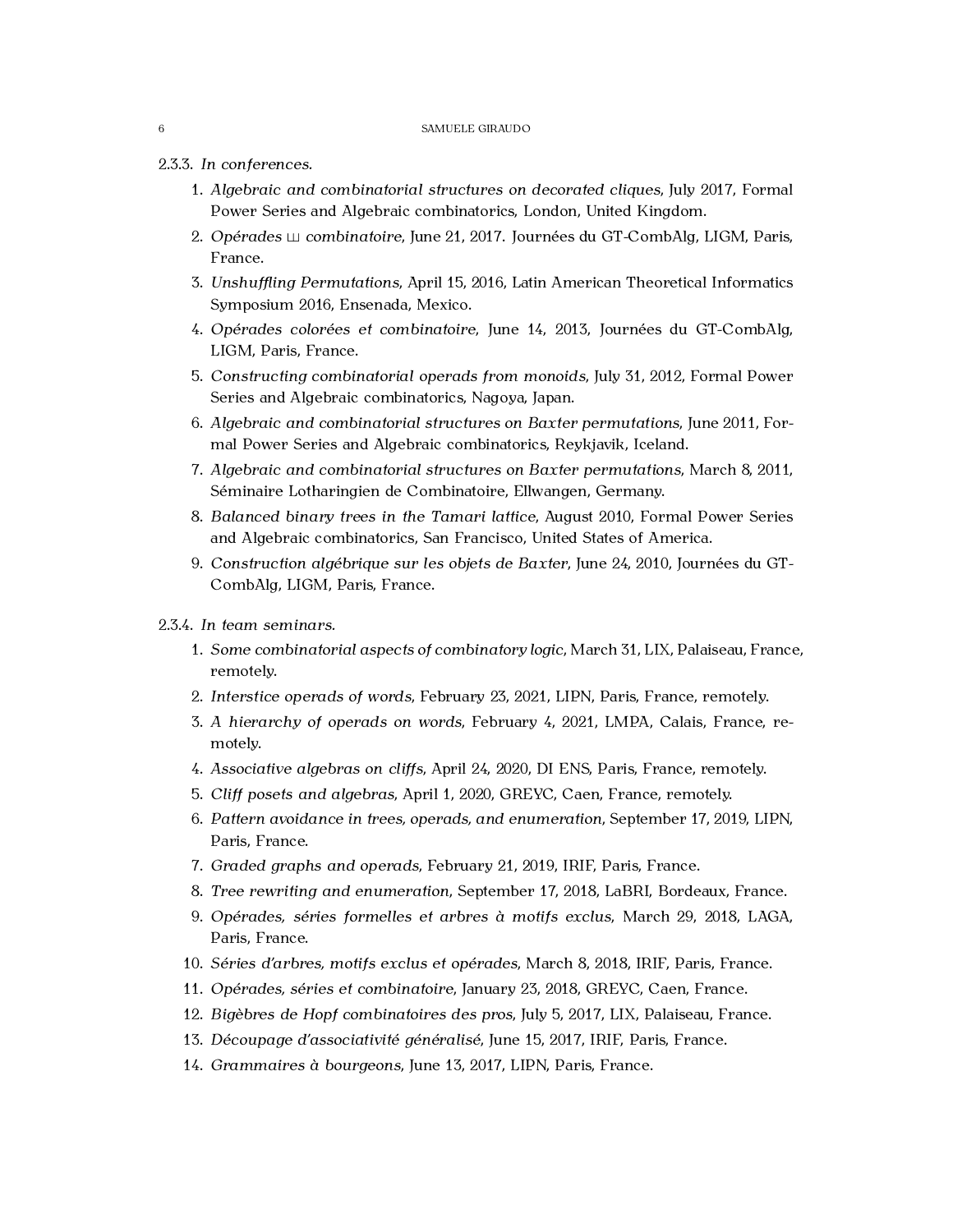2.3.3. *In conferences.*

1. *Algebraic and combinatorial structures on decorated cliques*, July 2017, Formal Power Series and Algebraic combinatorics, London, United Kingdom.
2. *Opérades* $\sqcup\!\sqcup$ *combinatoire*, June 21, 2017. Journées du GT-CombAlg, LIGM, Paris, France.
3. *Unshuffling Permutations*, April 15, 2016, Latin American Theoretical Informatics Symposium 2016, Ensenada, Mexico.
4. *Opérades colorées et combinatoire*, June 14, 2013, Journées du GT-CombAlg, LIGM, Paris, France.
5. *Constructing combinatorial operads from monoids*, July 31, 2012, Formal Power Series and Algebraic combinatorics, Nagoya, Japan.
6. *Algebraic and combinatorial structures on Baxter permutations*, June 2011, Formal Power Series and Algebraic combinatorics, Reykjavik, Iceland.
7. *Algebraic and combinatorial structures on Baxter permutations*, March 8, 2011, Séminaire Lotharingien de Combinatoire, Ellwangen, Germany.
8. *Balanced binary trees in the Tamari lattice*, August 2010, Formal Power Series and Algebraic combinatorics, San Francisco, United States of America.
9. *Construction algébrique sur les objets de Baxter*, June 24, 2010, Journées du GT-CombAlg, LIGM, Paris, France.

2.3.4. *In team seminars.*

1. *Some combinatorial aspects of combinatory logic*, March 31, LIX, Palaiseau, France, remotely.
2. *Interstice operads of words*, February 23, 2021, LIPN, Paris, France, remotely.
3. *A hierarchy of operads on words*, February 4, 2021, LMPA, Calais, France, remotely.
4. *Associative algebras on cliffs*, April 24, 2020, DI ENS, Paris, France, remotely.
5. *Cliff posets and algebras*, April 1, 2020, GREYC, Caen, France, remotely.
6. *Pattern avoidance in trees, operads, and enumeration*, September 17, 2019, LIPN, Paris, France.
7. *Graded graphs and operads*, February 21, 2019, IRIF, Paris, France.
8. *Tree rewriting and enumeration*, September 17, 2018, LaBRI, Bordeaux, France.
9. *Opérades, séries formelles et arbres à motifs exclus*, March 29, 2018, LAGA, Paris, France.
10. *Séries d'arbres, motifs exclus et opérades*, March 8, 2018, IRIF, Paris, France.
11. *Opérades, séries et combinatoire*, January 23, 2018, GREYC, Caen, France.
12. *Bigèbres de Hopf combinatoires des pros*, July 5, 2017, LIX, Palaiseau, France.
13. *Découpage d'associativité généralisé*, June 15, 2017, IRIF, Paris, France.
14. *Grammaires à bourgeons*, June 13, 2017, LIPN, Paris, France.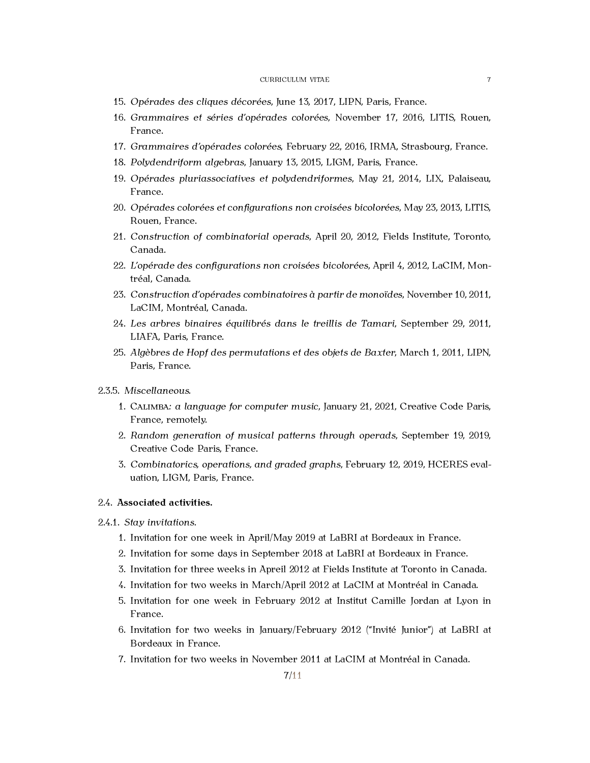15. *Opérades des cliques décorées*, June 13, 2017, LIPN, Paris, France.
16. *Grammaires et séries d'opérades colorées*, November 17, 2016, LITIS, Rouen, France.
17. *Grammaires d'opérades colorées*, February 22, 2016, IRMA, Strasbourg, France.
18. *Polydendriform algebras*, January 13, 2015, LIGM, Paris, France.
19. *Opérades pluriassociatives et polydendriformes*, May 21, 2014, LIX, Palaiseau, France.
20. *Opérades colorées et configurations non croisées bicolorées*, May 23, 2013, LITIS, Rouen, France.
21. *Construction of combinatorial operads*, April 20, 2012, Fields Institute, Toronto, Canada.
22. *L'opérade des configurations non croisées bicolorées*, April 4, 2012, LaCIM, Montréal, Canada.
23. *Construction d'opérades combinatoires à partir de monoïdes*, November 10, 2011, LaCIM, Montréal, Canada.
24. *Les arbres binaires équilibrés dans le treillis de Tamari*, September 29, 2011, LIAFA, Paris, France.
25. *Algèbres de Hopf des permutations et des objets de Baxter*, March 1, 2011, LIPN, Paris, France.

2.3.5. *Miscellaneous.*

1. Calimba*: a language for computer music*, January 21, 2021, Creative Code Paris, France, remotely.
2. *Random generation of musical patterns through operads*, September 19, 2019, Creative Code Paris, France.
3. *Combinatorics, operations, and graded graphs*, February 12, 2019, HCERES evaluation, LIGM, Paris, France.

2.4. **Associated activities.**

2.4.1. *Stay invitations.*

1. Invitation for one week in April/May 2019 at LaBRI at Bordeaux in France.
2. Invitation for some days in September 2018 at LaBRI at Bordeaux in France.
3. Invitation for three weeks in Apreil 2012 at Fields Institute at Toronto in Canada.
4. Invitation for two weeks in March/April 2012 at LaCIM at Montréal in Canada.
5. Invitation for one week in February 2012 at Institut Camille Jordan at Lyon in France.
6. Invitation for two weeks in January/February 2012 ("Invité Junior") at LaBRI at Bordeaux in France.
7. Invitation for two weeks in November 2011 at LaCIM at Montréal in Canada.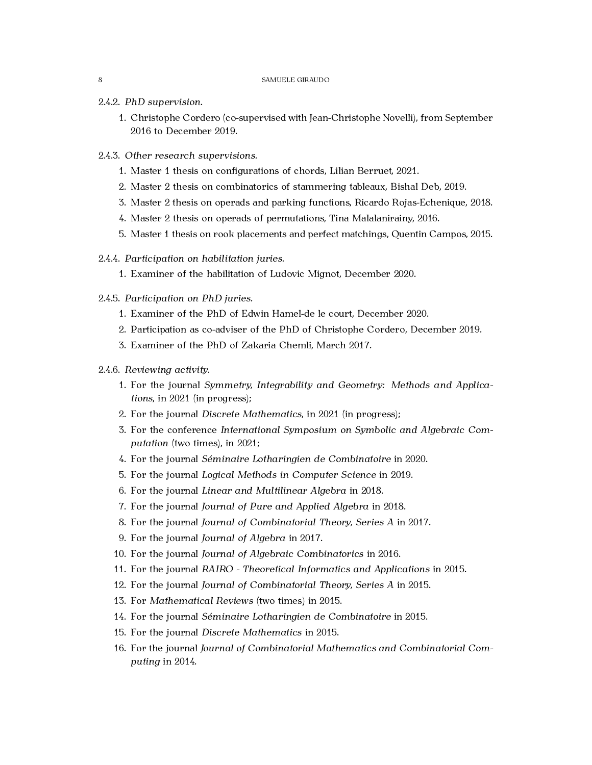#### 2.4.2. *PhD supervision.*

1. Christophe Cordero (co-supervised with Jean-Christophe Novelli), from September 2016 to December 2019.

#### 2.4.3. *Other research supervisions.*

1. Master 1 thesis on configurations of chords, Lilian Berruet, 2021.
2. Master 2 thesis on combinatorics of stammering tableaux, Bishal Deb, 2019.
3. Master 2 thesis on operads and parking functions, Ricardo Rojas-Echenique, 2018.
4. Master 2 thesis on operads of permutations, Tina Malalanirainy, 2016.
5. Master 1 thesis on rook placements and perfect matchings, Quentin Campos, 2015.

#### 2.4.4. *Participation on habilitation juries.*

1. Examiner of the habilitation of Ludovic Mignot, December 2020.

#### 2.4.5. *Participation on PhD juries.*

1. Examiner of the PhD of Edwin Hamel-de le court, December 2020.
2. Participation as co-adviser of the PhD of Christophe Cordero, December 2019.
3. Examiner of the PhD of Zakaria Chemli, March 2017.

#### 2.4.6. *Reviewing activity.*

1. For the journal *Symmetry, Integrability and Geometry: Methods and Applications*, in 2021 (in progress);
2. For the journal *Discrete Mathematics*, in 2021 (in progress);
3. For the conference *International Symposium on Symbolic and Algebraic Computation* (two times), in 2021;
4. For the journal *Séminaire Lotharingien de Combinatoire* in 2020.
5. For the journal *Logical Methods in Computer Science* in 2019.
6. For the journal *Linear and Multilinear Algebra* in 2018.
7. For the journal *Journal of Pure and Applied Algebra* in 2018.
8. For the journal *Journal of Combinatorial Theory, Series A* in 2017.
9. For the journal *Journal of Algebra* in 2017.
10. For the journal *Journal of Algebraic Combinatorics* in 2016.
11. For the journal *RAIRO - Theoretical Informatics and Applications* in 2015.
12. For the journal *Journal of Combinatorial Theory, Series A* in 2015.
13. For *Mathematical Reviews* (two times) in 2015.
14. For the journal *Séminaire Lotharingien de Combinatoire* in 2015.
15. For the journal *Discrete Mathematics* in 2015.
16. For the journal *Journal of Combinatorial Mathematics and Combinatorial Computing* in 2014.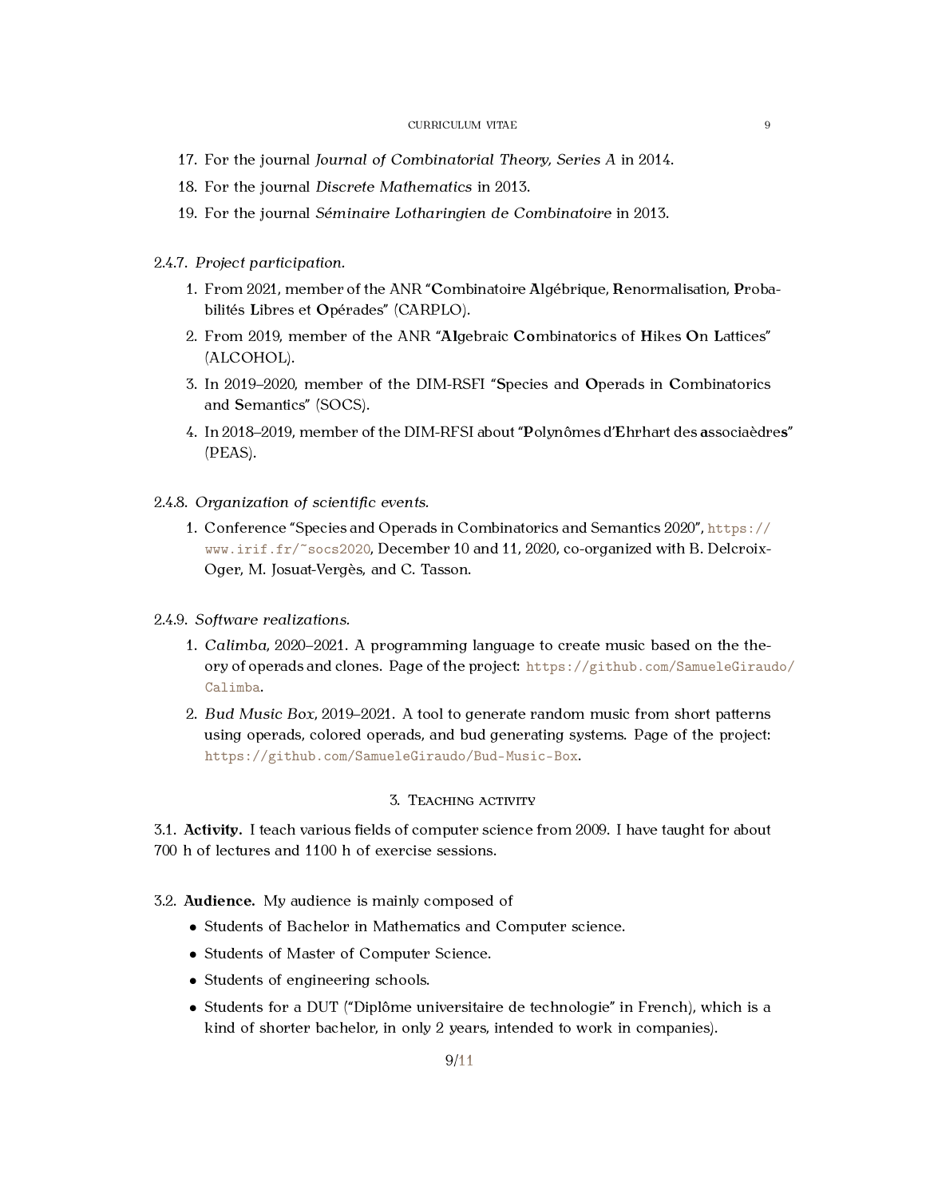17. For the journal *Journal of Combinatorial Theory, Series A* in 2014.
18. For the journal *Discrete Mathematics* in 2013.
19. For the journal *Séminaire Lotharingien de Combinatoire* in 2013.

2.4.7. *Project participation.*

1. From 2021, member of the ANR "**C**ombinatoire **A**lgébrique, **R**enormalisation, **P**robabilités **L**ibres et **O**pérades" (CARPLO).
2. From 2019, member of the ANR "**Al**gebraic **Co**mbinatorics of **H**ikes **O**n **L**attices" (ALCOHOL).
3. In 2019–2020, member of the DIM-RSFI "**S**pecies and **O**perads in **C**ombinatorics and **S**emantics" (SOCS).
4. In 2018–2019, member of the DIM-RFSI about "**P**olynômes d'**E**hrhart des **a**ssociaèdre**s**" (PEAS).

2.4.8. *Organization of scientific events.*

1. Conference "Species and Operads in Combinatorics and Semantics 2020", https://www.irif.fr/~socs2020, December 10 and 11, 2020, co-organized with B. Delcroix-Oger, M. Josuat-Vergès, and C. Tasson.

2.4.9. *Software realizations.*

1. *Calimba*, 2020–2021. A programming language to create music based on the theory of operads and clones. Page of the project: https://github.com/SamueleGiraudo/Calimba.
2. *Bud Music Box*, 2019–2021. A tool to generate random music from short patterns using operads, colored operads, and bud generating systems. Page of the project: https://github.com/SamueleGiraudo/Bud-Music-Box.

## 3. Teaching activity

3.1. **Activity.** I teach various fields of computer science from 2009. I have taught for about 700 h of lectures and 1100 h of exercise sessions.

3.2. **Audience.** My audience is mainly composed of

- Students of Bachelor in Mathematics and Computer science.
- Students of Master of Computer Science.
- Students of engineering schools.
- Students for a DUT ("Diplôme universitaire de technologie" in French), which is a kind of shorter bachelor, in only 2 years, intended to work in companies).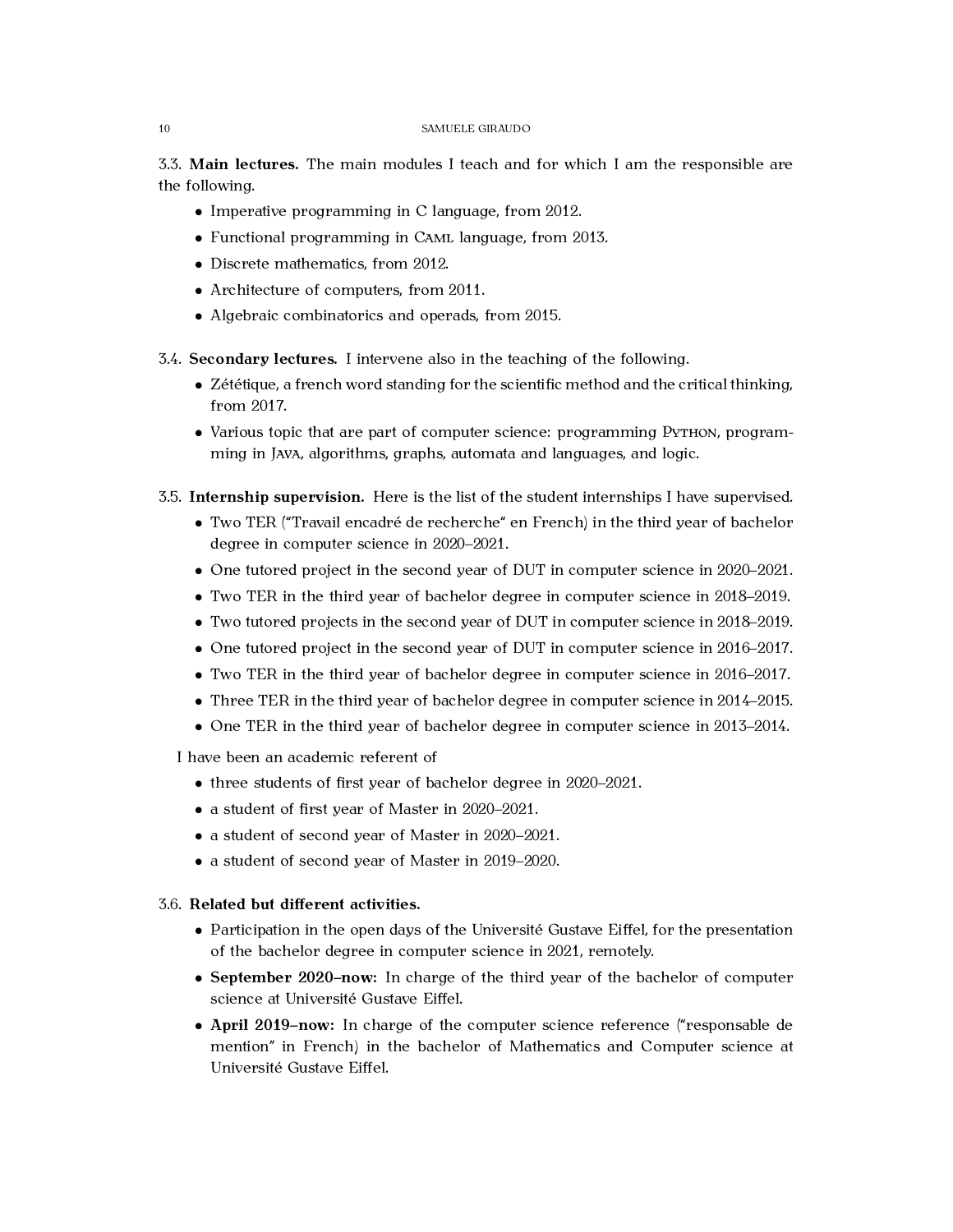**3.3. Main lectures.** The main modules I teach and for which I am the responsible are the following.

- Imperative programming in C language, from 2012.
- Functional programming in Caml language, from 2013.
- Discrete mathematics, from 2012.
- Architecture of computers, from 2011.
- Algebraic combinatorics and operads, from 2015.

**3.4. Secondary lectures.** I intervene also in the teaching of the following.

- Zététique, a french word standing for the scientific method and the critical thinking, from 2017.
- Various topic that are part of computer science: programming Python, programming in Java, algorithms, graphs, automata and languages, and logic.

**3.5. Internship supervision.** Here is the list of the student internships I have supervised.

- Two TER ("Travail encadré de recherche" en French) in the third year of bachelor degree in computer science in 2020–2021.
- One tutored project in the second year of DUT in computer science in 2020–2021.
- Two TER in the third year of bachelor degree in computer science in 2018–2019.
- Two tutored projects in the second year of DUT in computer science in 2018–2019.
- One tutored project in the second year of DUT in computer science in 2016–2017.
- Two TER in the third year of bachelor degree in computer science in 2016–2017.
- Three TER in the third year of bachelor degree in computer science in 2014–2015.
- One TER in the third year of bachelor degree in computer science in 2013–2014.

I have been an academic referent of

- three students of first year of bachelor degree in 2020–2021.
- a student of first year of Master in 2020–2021.
- a student of second year of Master in 2020–2021.
- a student of second year of Master in 2019–2020.

**3.6. Related but different activities.**

- Participation in the open days of the Université Gustave Eiffel, for the presentation of the bachelor degree in computer science in 2021, remotely.
- **September 2020–now:** In charge of the third year of the bachelor of computer science at Université Gustave Eiffel.
- **April 2019–now:** In charge of the computer science reference ("responsable de mention" in French) in the bachelor of Mathematics and Computer science at Université Gustave Eiffel.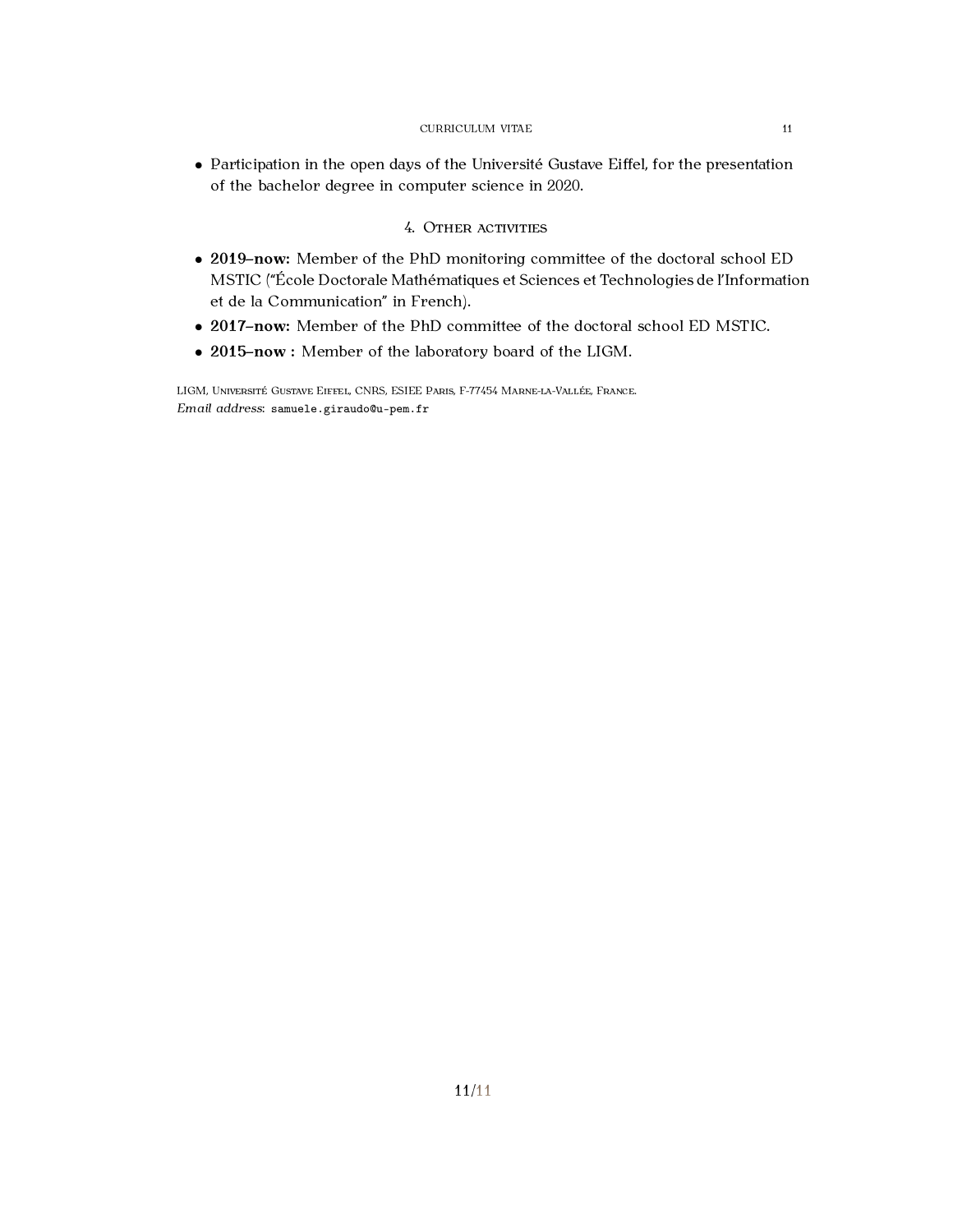- Participation in the open days of the Université Gustave Eiffel, for the presentation of the bachelor degree in computer science in 2020.

## 4. Other activities

- **2019–now:** Member of the PhD monitoring committee of the doctoral school ED MSTIC ("École Doctorale Mathématiques et Sciences et Technologies de l'Information et de la Communication" in French).
- **2017–now:** Member of the PhD committee of the doctoral school ED MSTIC.
- **2015–now :** Member of the laboratory board of the LIGM.

LIGM, Université Gustave Eiffel, CNRS, ESIEE Paris, F-77454 Marne-la-Vallée, France.
*Email address*: `samuele.giraudo@u-pem.fr`